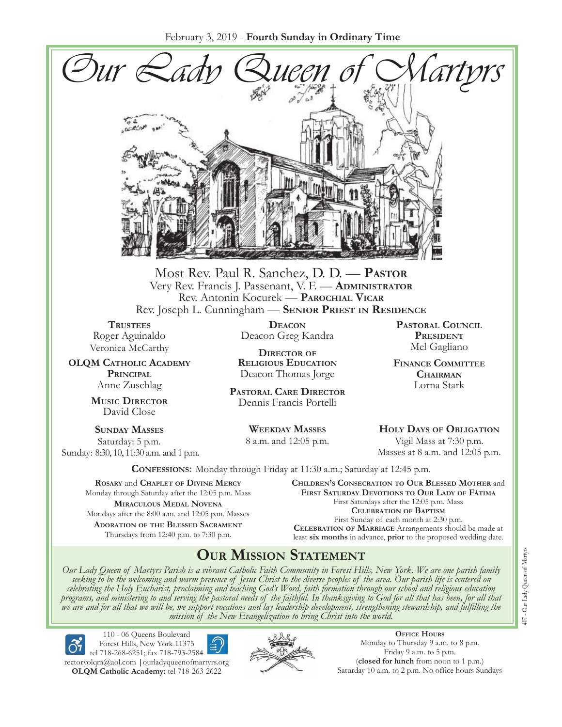February 3, 2019 - **Fourth Sunday in Ordinary Time**

# Our Lady Queen of Martyrs

Most Rev. Paul R. Sanchez, D. D. — **Pastor**
Very Rev. Francis J. Passenant, V. F. — **Administrator**
Rev. Antonin Kocurek — **Parochial Vicar**
Rev. Joseph L. Cunningham — **Senior Priest in Residence**

**Trustees**
Roger Aguinaldo
Veronica McCarthy

**OLQM Catholic Academy Principal**
Anne Zuschlag

**Music Director**
David Close

**Deacon**
Deacon Greg Kandra

**Director of Religious Education**
Deacon Thomas Jorge

**Pastoral Care Director**
Dennis Francis Portelli

**Pastoral Council President**
Mel Gagliano

**Finance Committee Chairman**
Lorna Stark

**Sunday Masses**
Saturday: 5 p.m.
Sunday: 8:30, 10, 11:30 a.m. and 1 p.m.

**Weekday Masses**
8 a.m. and 12:05 p.m.

**Holy Days of Obligation**
Vigil Mass at 7:30 p.m.
Masses at 8 a.m. and 12:05 p.m.

**Confessions:** Monday through Friday at 11:30 a.m.; Saturday at 12:45 p.m.

**Rosary** and **Chaplet of Divine Mercy**
Monday through Saturday after the 12:05 p.m. Mass

**Miraculous Medal Novena**
Mondays after the 8:00 a.m. and 12:05 p.m. Masses

**Adoration of the Blessed Sacrament**
Thursdays from 12:40 p.m. to 7:30 p.m.

**Children's Consecration to Our Blessed Mother** and **First Saturday Devotions to Our Lady of Fátima**
First Saturdays after the 12:05 p.m. Mass

**Celebration of Baptism**
First Sunday of each month at 2:30 p.m.

**Celebration of Marriage** Arrangements should be made at least **six months** in advance, **prior** to the proposed wedding date.

## Our Mission Statement

*Our Lady Queen of Martyrs Parish is a vibrant Catholic Faith Community in Forest Hills, New York. We are one parish family seeking to be the welcoming and warm presence of Jesus Christ to the diverse peoples of the area. Our parish life is centered on celebrating the Holy Eucharist, proclaiming and teaching God's Word, faith formation through our school and religious education programs, and ministering to and serving the pastoral needs of the faithful. In thanksgiving to God for all that has been, for all that we are and for all that we will be, we support vocations and lay leadership development, strengthening stewardship, and fulfilling the mission of the New Evangelization to bring Christ into the world.*

110 - 06 Queens Boulevard
Forest Hills, New York 11375
tel 718-268-6251; fax 718-793-2584
rectoryolqm@aol.com | ourladyqueenofmartyrs.org
**OLQM Catholic Academy:** tel 718-263-2622

**Office Hours**
Monday to Thursday 9 a.m. to 8 p.m.
Friday 9 a.m. to 5 p.m.
(**closed for lunch** from noon to 1 p.m.)
Saturday 10 a.m. to 2 p.m. No office hours Sundays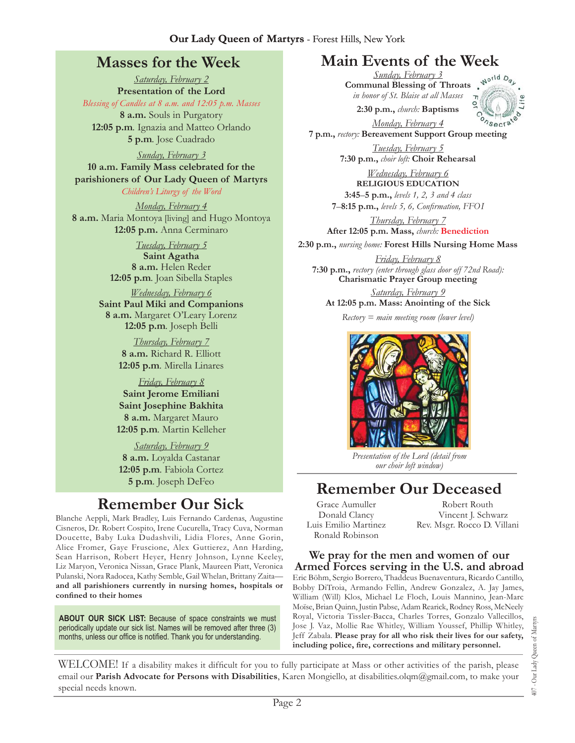# Masses for the Week

*Saturday, February 2*
**Presentation of the Lord**
*Blessing of Candles at 8 a.m. and 12:05 p.m. Masses*
**8 a.m.** Souls in Purgatory
**12:05 p.m**. Ignazia and Matteo Orlando
**5 p.m**. Jose Cuadrado

*Sunday, February 3*
**10 a.m. Family Mass celebrated for the parishioners of Our Lady Queen of Martyrs**
*Children's Liturgy of the Word*

*Monday, February 4*
**8 a.m.** Maria Montoya [living] and Hugo Montoya
**12:05 p.m.** Anna Cerminaro

*Tuesday, February 5*
**Saint Agatha**
**8 a.m.** Helen Reder
**12:05 p.m**. Joan Sibella Staples

*Wednesday, February 6*
**Saint Paul Miki and Companions**
**8 a.m.** Margaret O'Leary Lorenz
**12:05 p.m**. Joseph Belli

*Thursday, February 7*
**8 a.m.** Richard R. Elliott
**12:05 p.m**. Mirella Linares

*Friday, February 8*
**Saint Jerome Emiliani**
**Saint Josephine Bakhita**
**8 a.m.** Margaret Mauro
**12:05 p.m**. Martin Kelleher

*Saturday, February 9*
**8 a.m.** Loyalda Castanar
**12:05 p.m**. Fabiola Cortez
**5 p.m**. Joseph DeFeo

# Remember Our Sick

Blanche Aeppli, Mark Bradley, Luis Fernando Cardenas, Augustine Cisneros, Dr. Robert Cospito, Irene Cucurella, Tracy Cuva, Norman Doucette, Baby Luka Dudashvili, Lidia Flores, Anne Gorin, Alice Fromer, Gaye Fruscione, Alex Guttierez, Ann Harding, Sean Harrison, Robert Heyer, Henry Johnson, Lynne Keeley, Liz Maryon, Veronica Nissan, Grace Plank, Maureen Piatt, Veronica Pulanski, Nora Radocea, Kathy Semble, Gail Whelan, Brittany Zaita—**and all parishioners currently in nursing homes, hospitals or confined to their homes**

**ABOUT OUR SICK LIST:** Because of space constraints we must periodically update our sick list. Names will be removed after three (3) months, unless our office is notified. Thank you for understanding.

# Main Events of the Week

*Sunday, February 3*
**Communal Blessing of Throats** *in honor of St. Blaise at all Masses*
**2:30 p.m.,** *church:* **Baptisms**

World Day For Consecrated Life

*Monday, February 4*
**7 p.m.,** *rectory:* **Bereavement Support Group meeting**

*Tuesday, February 5*
**7:30 p.m.,** *choir loft:* **Choir Rehearsal**

*Wednesday, February 6*
**RELIGIOUS EDUCATION**
**3:45–5 p.m.,** *levels 1, 2, 3 and 4 class*
**7–8:15 p.m.,** *levels 5, 6, Confirmation, FFO1*

*Thursday, February 7*
**After 12:05 p.m. Mass,** *church:* **Benediction**
**2:30 p.m.,** *nursing home:* **Forest Hills Nursing Home Mass**

*Friday, February 8*
**7:30 p.m.,** *rectory (enter through glass door off 72nd Road):* **Charismatic Prayer Group meeting**

*Saturday, February 9*
**At 12:05 p.m. Mass: Anointing of the Sick**

*Rectory = main meeting room (lower level)*

*Presentation of the Lord (detail from our choir loft window)*

# Remember Our Deceased

Grace Aumuller
Donald Clancy
Luis Emilio Martinez
Ronald Robinson
Robert Routh
Vincent J. Schwarz
Rev. Msgr. Rocco D. Villani

## We pray for the men and women of our Armed Forces serving in the U.S. and abroad

Eric Böhm, Sergio Borrero, Thaddeus Buenaventura, Ricardo Cantillo, Bobby DiTroia, Armando Fellin, Andrew Gonzalez, A. Jay James, William (Will) Klos, Michael Le Floch, Louis Mannino, Jean-Marc Moïse, Brian Quinn, Justin Pabse, Adam Rearick, Rodney Ross, McNeely Royal, Victoria Tissler-Bacca, Charles Torres, Gonzalo Vallecillos, Jose J. Vaz, Mollie Rae Whitley, William Youssef, Phillip Whitley, Jeff Zabala. **Please pray for all who risk their lives for our safety, including police, fire, corrections and military personnel.**

WELCOME! If a disability makes it difficult for you to fully participate at Mass or other activities of the parish, please email our **Parish Advocate for Persons with Disabilities**, Karen Mongiello, at disabilities.olqm@gmail.com, to make your special needs known.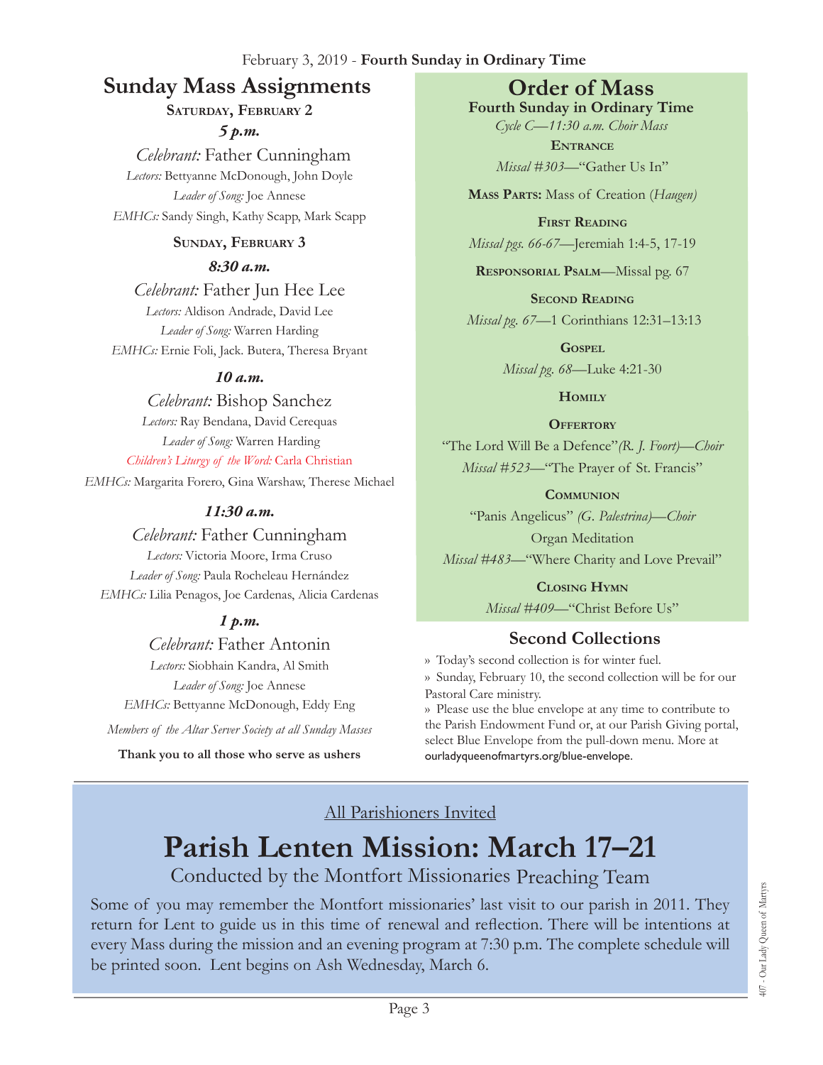February 3, 2019 - **Fourth Sunday in Ordinary Time**

## Sunday Mass Assignments

**Saturday, February 2**

***5 p.m.***

*Celebrant:* Father Cunningham
*Lectors:* Bettyanne McDonough, John Doyle
*Leader of Song:* Joe Annese
*EMHCs:* Sandy Singh, Kathy Scapp, Mark Scapp

**Sunday, February 3**

***8:30 a.m.***

*Celebrant:* Father Jun Hee Lee
*Lectors:* Aldison Andrade, David Lee
*Leader of Song:* Warren Harding
*EMHCs:* Ernie Foli, Jack. Butera, Theresa Bryant

***10 a.m.***

*Celebrant:* Bishop Sanchez
*Lectors:* Ray Bendana, David Cerequas
*Leader of Song:* Warren Harding
*Children's Liturgy of the Word:* Carla Christian
*EMHCs:* Margarita Forero, Gina Warshaw, Therese Michael

***11:30 a.m.***

*Celebrant:* Father Cunningham
*Lectors:* Victoria Moore, Irma Cruso
*Leader of Song:* Paula Rocheleau Hernández
*EMHCs:* Lilia Penagos, Joe Cardenas, Alicia Cardenas

***1 p.m.***

*Celebrant:* Father Antonin
*Lectors:* Siobhain Kandra, Al Smith
*Leader of Song:* Joe Annese
*EMHCs:* Bettyanne McDonough, Eddy Eng

*Members of the Altar Server Society at all Sunday Masses*

**Thank you to all those who serve as ushers**

## Order of Mass

**Fourth Sunday in Ordinary Time**
*Cycle C—11:30 a.m. Choir Mass*

**Entrance**
*Missal #303*—"Gather Us In"

**Mass Parts:** Mass of Creation (*Haugen)*

**First Reading**
*Missal pgs. 66-67*—Jeremiah 1:4-5, 17-19

**Responsorial Psalm**—Missal pg. 67

**Second Reading**
*Missal pg. 67*—1 Corinthians 12:31–13:13

**Gospel**
*Missal pg. 68*—Luke 4:21-30

**Homily**

**Offertory**
"The Lord Will Be a Defence" *(R. J. Foort)—Choir*
*Missal #523*—"The Prayer of St. Francis"

**Communion**
"Panis Angelicus" *(G. Palestrina)—Choir*
Organ Meditation
*Missal #483*—"Where Charity and Love Prevail"

**Closing Hymn**
*Missal #409*—"Christ Before Us"

## Second Collections

» Today's second collection is for winter fuel.
» Sunday, February 10, the second collection will be for our Pastoral Care ministry.
» Please use the blue envelope at any time to contribute to the Parish Endowment Fund or, at our Parish Giving portal, select Blue Envelope from the pull-down menu. More at ourladyqueenofmartyrs.org/blue-envelope.

All Parishioners Invited

# Parish Lenten Mission: March 17–21

Conducted by the Montfort Missionaries Preaching Team

Some of you may remember the Montfort missionaries' last visit to our parish in 2011. They return for Lent to guide us in this time of renewal and reflection. There will be intentions at every Mass during the mission and an evening program at 7:30 p.m. The complete schedule will be printed soon. Lent begins on Ash Wednesday, March 6.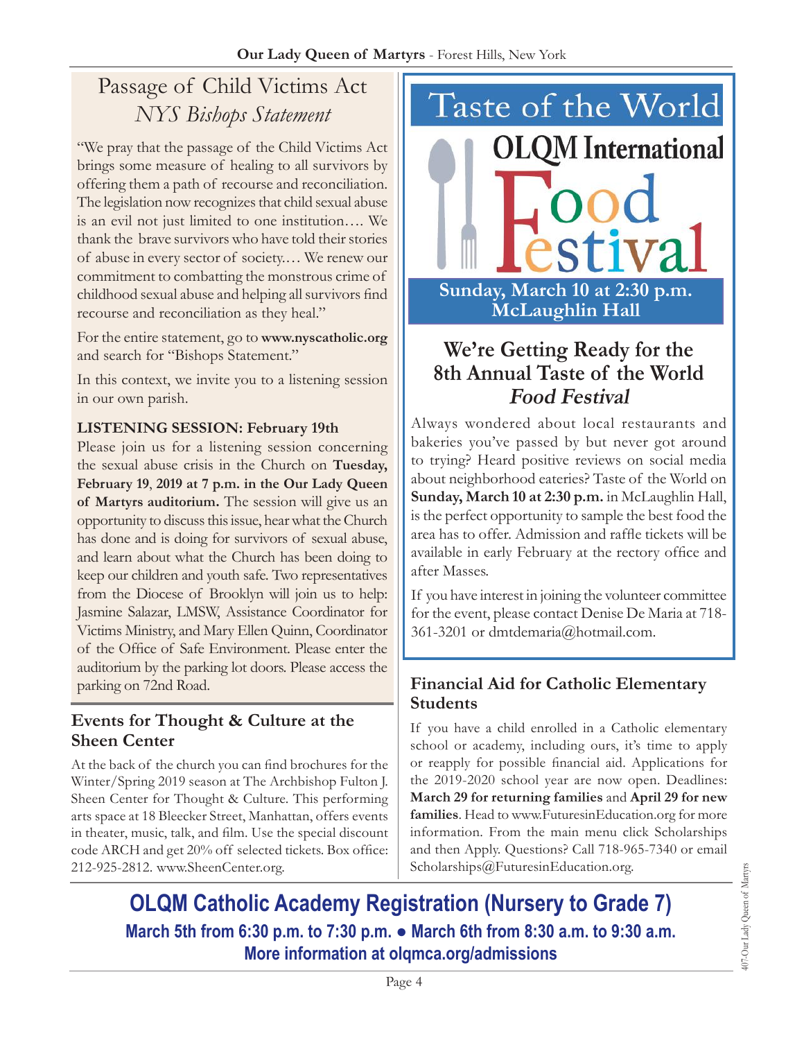# Passage of Child Victims Act

## *NYS Bishops Statement*

"We pray that the passage of the Child Victims Act brings some measure of healing to all survivors by offering them a path of recourse and reconciliation. The legislation now recognizes that child sexual abuse is an evil not just limited to one institution…. We thank the brave survivors who have told their stories of abuse in every sector of society.… We renew our commitment to combatting the monstrous crime of childhood sexual abuse and helping all survivors find recourse and reconciliation as they heal."

For the entire statement, go to **www.nyscatholic.org** and search for "Bishops Statement."

In this context, we invite you to a listening session in our own parish.

**LISTENING SESSION: February 19th**

Please join us for a listening session concerning the sexual abuse crisis in the Church on **Tuesday, February 19**, **2019 at 7 p.m. in the Our Lady Queen of Martyrs auditorium.** The session will give us an opportunity to discuss this issue, hear what the Church has done and is doing for survivors of sexual abuse, and learn about what the Church has been doing to keep our children and youth safe. Two representatives from the Diocese of Brooklyn will join us to help: Jasmine Salazar, LMSW, Assistance Coordinator for Victims Ministry, and Mary Ellen Quinn, Coordinator of the Office of Safe Environment. Please enter the auditorium by the parking lot doors. Please access the parking on 72nd Road.

## Events for Thought & Culture at the Sheen Center

At the back of the church you can find brochures for the Winter/Spring 2019 season at The Archbishop Fulton J. Sheen Center for Thought & Culture. This performing arts space at 18 Bleecker Street, Manhattan, offers events in theater, music, talk, and film. Use the special discount code ARCH and get 20% off selected tickets. Box office: 212-925-2812. www.SheenCenter.org.

# Taste of the World

## OLQM International Food Festival

**Sunday, March 10 at 2:30 p.m.**
**McLaughlin Hall**

## We're Getting Ready for the 8th Annual Taste of the World *Food Festival*

Always wondered about local restaurants and bakeries you've passed by but never got around to trying? Heard positive reviews on social media about neighborhood eateries? Taste of the World on **Sunday, March 10 at 2:30 p.m.** in McLaughlin Hall, is the perfect opportunity to sample the best food the area has to offer. Admission and raffle tickets will be available in early February at the rectory office and after Masses.

If you have interest in joining the volunteer committee for the event, please contact Denise De Maria at 718-361-3201 or dmtdemaria@hotmail.com.

## Financial Aid for Catholic Elementary Students

If you have a child enrolled in a Catholic elementary school or academy, including ours, it's time to apply or reapply for possible financial aid. Applications for the 2019-2020 school year are now open. Deadlines: **March 29 for returning families** and **April 29 for new families**. Head to www.FuturesinEducation.org for more information. From the main menu click Scholarships and then Apply. Questions? Call 718-965-7340 or email Scholarships@FuturesinEducation.org.

## OLQM Catholic Academy Registration (Nursery to Grade 7)

**March 5th from 6:30 p.m. to 7:30 p.m. ● March 6th from 8:30 a.m. to 9:30 a.m.**
**More information at olqmca.org/admissions**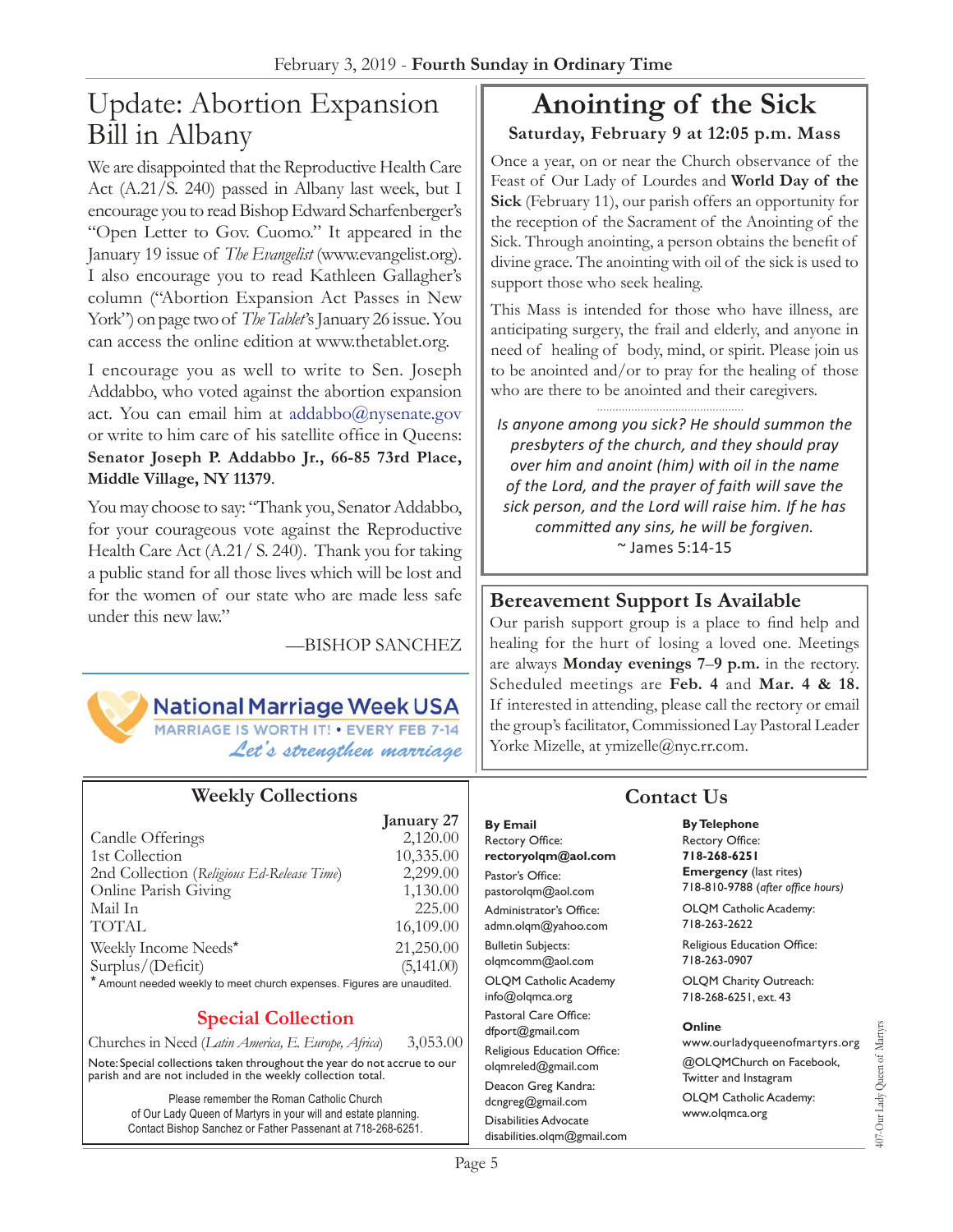February 3, 2019 - **Fourth Sunday in Ordinary Time**

# Update: Abortion Expansion Bill in Albany

We are disappointed that the Reproductive Health Care Act (A.21/S. 240) passed in Albany last week, but I encourage you to read Bishop Edward Scharfenberger's "Open Letter to Gov. Cuomo." It appeared in the January 19 issue of *The Evangelist* (www.evangelist.org). I also encourage you to read Kathleen Gallagher's column ("Abortion Expansion Act Passes in New York") on page two of *The Tablet*'s January 26 issue. You can access the online edition at www.thetablet.org.

I encourage you as well to write to Sen. Joseph Addabbo, who voted against the abortion expansion act. You can email him at addabbo@nysenate.gov or write to him care of his satellite office in Queens: **Senator Joseph P. Addabbo Jr., 66-85 73rd Place, Middle Village, NY 11379**.

You may choose to say: "Thank you, Senator Addabbo, for your courageous vote against the Reproductive Health Care Act (A.21/ S. 240). Thank you for taking a public stand for all those lives which will be lost and for the women of our state who are made less safe under this new law."

—BISHOP SANCHEZ

**National Marriage Week USA**
MARRIAGE IS WORTH IT! • EVERY FEB 7-14
*Let's strengthen marriage*

# Anointing of the Sick

**Saturday, February 9 at 12:05 p.m. Mass**

Once a year, on or near the Church observance of the Feast of Our Lady of Lourdes and **World Day of the Sick** (February 11), our parish offers an opportunity for the reception of the Sacrament of the Anointing of the Sick. Through anointing, a person obtains the benefit of divine grace. The anointing with oil of the sick is used to support those who seek healing.

This Mass is intended for those who have illness, are anticipating surgery, the frail and elderly, and anyone in need of healing of body, mind, or spirit. Please join us to be anointed and/or to pray for the healing of those who are there to be anointed and their caregivers.

*Is anyone among you sick? He should summon the presbyters of the church, and they should pray over him and anoint (him) with oil in the name of the Lord, and the prayer of faith will save the sick person, and the Lord will raise him. If he has committed any sins, he will be forgiven.*
~ James 5:14-15

## Bereavement Support Is Available

Our parish support group is a place to find help and healing for the hurt of losing a loved one. Meetings are always **Monday evenings 7–9 p.m.** in the rectory. Scheduled meetings are **Feb. 4** and **Mar. 4 & 18.** If interested in attending, please call the rectory or email the group's facilitator, Commissioned Lay Pastoral Leader Yorke Mizelle, at ymizelle@nyc.rr.com.

## Weekly Collections

| | January 27 |
|---|---|
| Candle Offerings | 2,120.00 |
| 1st Collection | 10,335.00 |
| 2nd Collection (*Religious Ed-Release Time*) | 2,299.00 |
| Online Parish Giving | 1,130.00 |
| Mail In | 225.00 |
| TOTAL | 16,109.00 |
| Weekly Income Needs* | 21,250.00 |
| Surplus/(Deficit) | (5,141.00) |

\* Amount needed weekly to meet church expenses. Figures are unaudited.

## Special Collection

Churches in Need (*Latin America, E. Europe, Africa*) 3,053.00

Note: Special collections taken throughout the year do not accrue to our parish and are not included in the weekly collection total.

Please remember the Roman Catholic Church of Our Lady Queen of Martyrs in your will and estate planning. Contact Bishop Sanchez or Father Passenant at 718-268-6251.

## Contact Us

**By Email**

Rectory Office:
**rectoryolqm@aol.com**

Pastor's Office:
pastorolqm@aol.com

Administrator's Office:
admn.olqm@yahoo.com

Bulletin Subjects:
olqmcomm@aol.com

OLQM Catholic Academy
info@olqmca.org

Pastoral Care Office:
dfport@gmail.com

Religious Education Office:
olqmreled@gmail.com

Deacon Greg Kandra:
dcngreg@gmail.com

Disabilities Advocate
disabilities.olqm@gmail.com

**By Telephone**

Rectory Office:
**718-268-6251**

**Emergency** (last rites)
718-810-9788 (*after office hours*)

OLQM Catholic Academy:
718-263-2622

Religious Education Office:
718-263-0907

OLQM Charity Outreach:
718-268-6251, ext. 43

**Online**

www.ourladyqueenofmartyrs.org

@OLQMChurch on Facebook, Twitter and Instagram

OLQM Catholic Academy:
www.olqmca.org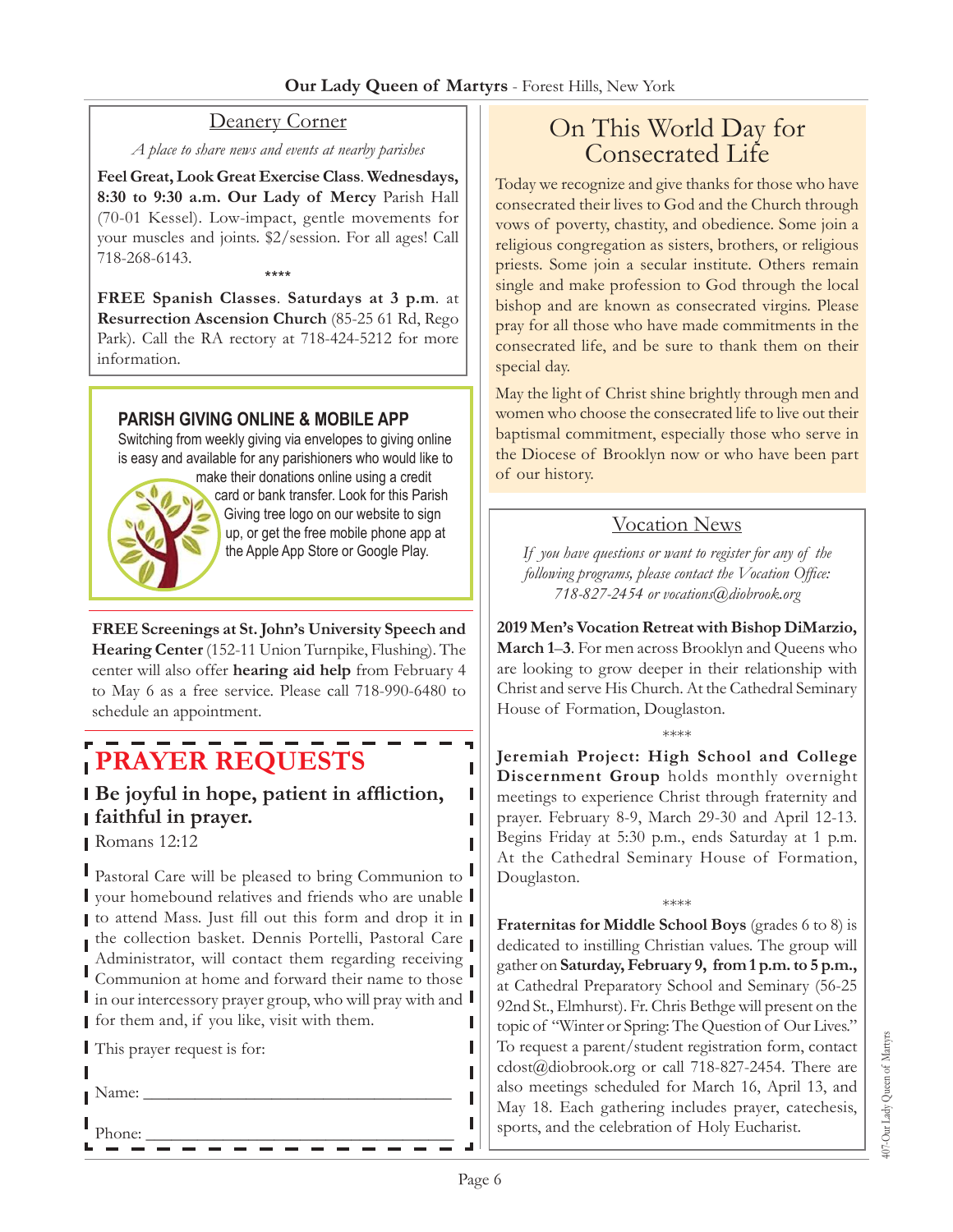## Deanery Corner

*A place to share news and events at nearby parishes*

**Feel Great, Look Great Exercise Class**. **Wednesdays, 8:30 to 9:30 a.m. Our Lady of Mercy** Parish Hall (70-01 Kessel). Low-impact, gentle movements for your muscles and joints. $2/session. For all ages! Call 718-268-6143.

****

**FREE Spanish Classes**. **Saturdays at 3 p.m**. at **Resurrection Ascension Church** (85-25 61 Rd, Rego Park). Call the RA rectory at 718-424-5212 for more information.

### PARISH GIVING ONLINE & MOBILE APP

Switching from weekly giving via envelopes to giving online is easy and available for any parishioners who would like to make their donations online using a credit card or bank transfer. Look for this Parish Giving tree logo on our website to sign up, or get the free mobile phone app at the Apple App Store or Google Play.

**FREE Screenings at St. John's University Speech and Hearing Center** (152-11 Union Turnpike, Flushing). The center will also offer **hearing aid help** from February 4 to May 6 as a free service. Please call 718-990-6480 to schedule an appointment.

## PRAYER REQUESTS

### Be joyful in hope, patient in affliction, faithful in prayer.

Romans 12:12

Pastoral Care will be pleased to bring Communion to your homebound relatives and friends who are unable to attend Mass. Just fill out this form and drop it in the collection basket. Dennis Portelli, Pastoral Care Administrator, will contact them regarding receiving Communion at home and forward their name to those in our intercessory prayer group, who will pray with and for them and, if you like, visit with them.

This prayer request is for:

Name: ___________________________________

Phone: ___________________________________

## On This World Day for Consecrated Life

Today we recognize and give thanks for those who have consecrated their lives to God and the Church through vows of poverty, chastity, and obedience. Some join a religious congregation as sisters, brothers, or religious priests. Some join a secular institute. Others remain single and make profession to God through the local bishop and are known as consecrated virgins. Please pray for all those who have made commitments in the consecrated life, and be sure to thank them on their special day.

May the light of Christ shine brightly through men and women who choose the consecrated life to live out their baptismal commitment, especially those who serve in the Diocese of Brooklyn now or who have been part of our history.

## Vocation News

*If you have questions or want to register for any of the following programs, please contact the Vocation Office: 718-827-2454 or vocations@diobrook.org*

**2019 Men's Vocation Retreat with Bishop DiMarzio, March 1–3**. For men across Brooklyn and Queens who are looking to grow deeper in their relationship with Christ and serve His Church. At the Cathedral Seminary House of Formation, Douglaston.

****

**Jeremiah Project: High School and College Discernment Group** holds monthly overnight meetings to experience Christ through fraternity and prayer. February 8-9, March 29-30 and April 12-13. Begins Friday at 5:30 p.m., ends Saturday at 1 p.m. At the Cathedral Seminary House of Formation, Douglaston.

****

**Fraternitas for Middle School Boys** (grades 6 to 8) is dedicated to instilling Christian values. The group will gather on **Saturday, February 9, from 1 p.m. to 5 p.m.,** at Cathedral Preparatory School and Seminary (56-25 92nd St., Elmhurst). Fr. Chris Bethge will present on the topic of "Winter or Spring: The Question of Our Lives." To request a parent/student registration form, contact cdost@diobrook.org or call 718-827-2454. There are also meetings scheduled for March 16, April 13, and May 18. Each gathering includes prayer, catechesis, sports, and the celebration of Holy Eucharist.